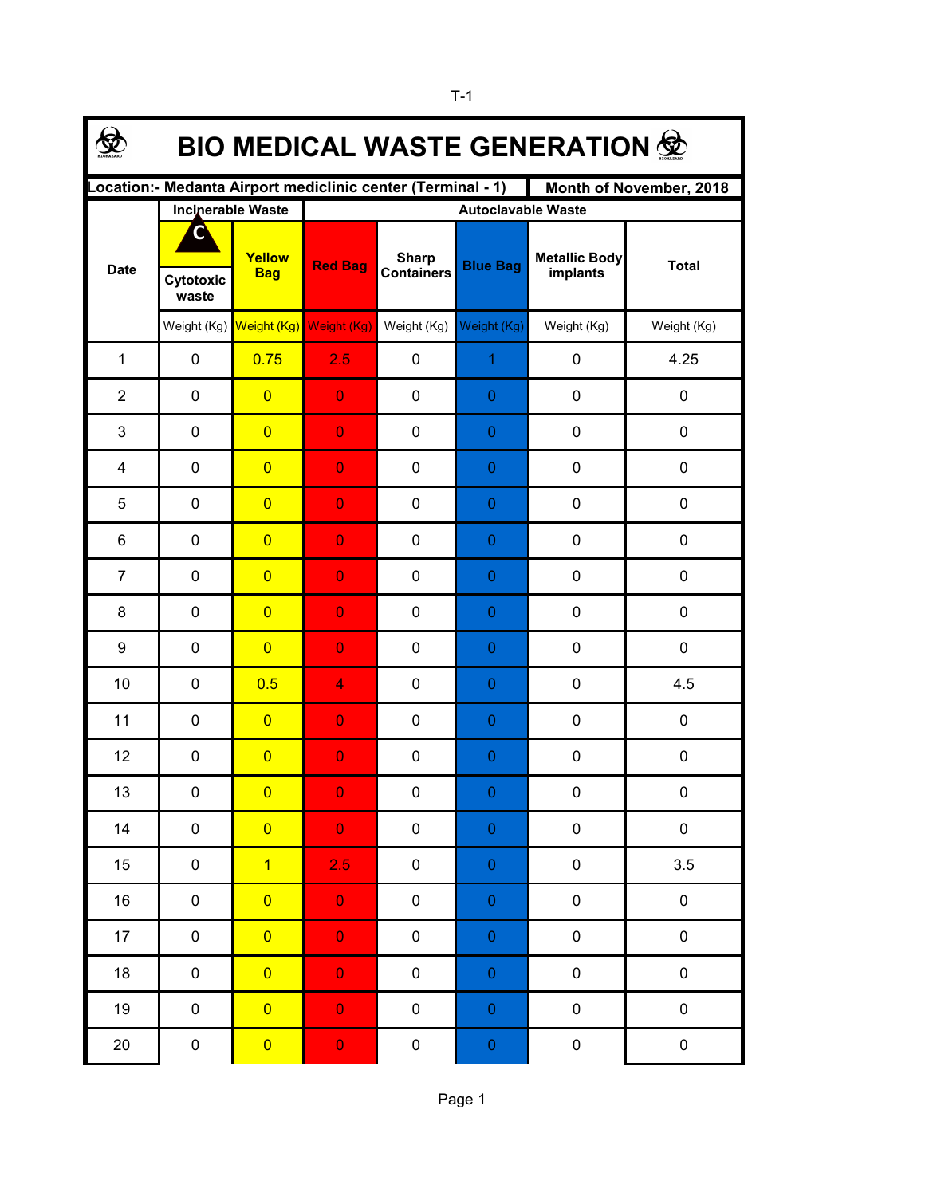T-1

# BIO MEDICAL WASTE GENERATION

| Location:- Medanta Airport mediclinic center (Terminal - 1) | | | | | | | Month of November, 2018 |
|---|---|---|---|---|---|---|---|
| Date | Incinerable Waste | | Autoclavable Waste | | | | |
| | Cytotoxic waste | Yellow Bag | Red Bag | Sharp Containers | Blue Bag | Metallic Body implants | Total |
| | Weight (Kg) | Weight (Kg) | Weight (Kg) | Weight (Kg) | Weight (Kg) | Weight (Kg) | Weight (Kg) |
| 1 | 0 | 0.75 | 2.5 | 0 | 1 | 0 | 4.25 |
| 2 | 0 | 0 | 0 | 0 | 0 | 0 | 0 |
| 3 | 0 | 0 | 0 | 0 | 0 | 0 | 0 |
| 4 | 0 | 0 | 0 | 0 | 0 | 0 | 0 |
| 5 | 0 | 0 | 0 | 0 | 0 | 0 | 0 |
| 6 | 0 | 0 | 0 | 0 | 0 | 0 | 0 |
| 7 | 0 | 0 | 0 | 0 | 0 | 0 | 0 |
| 8 | 0 | 0 | 0 | 0 | 0 | 0 | 0 |
| 9 | 0 | 0 | 0 | 0 | 0 | 0 | 0 |
| 10 | 0 | 0.5 | 4 | 0 | 0 | 0 | 4.5 |
| 11 | 0 | 0 | 0 | 0 | 0 | 0 | 0 |
| 12 | 0 | 0 | 0 | 0 | 0 | 0 | 0 |
| 13 | 0 | 0 | 0 | 0 | 0 | 0 | 0 |
| 14 | 0 | 0 | 0 | 0 | 0 | 0 | 0 |
| 15 | 0 | 1 | 2.5 | 0 | 0 | 0 | 3.5 |
| 16 | 0 | 0 | 0 | 0 | 0 | 0 | 0 |
| 17 | 0 | 0 | 0 | 0 | 0 | 0 | 0 |
| 18 | 0 | 0 | 0 | 0 | 0 | 0 | 0 |
| 19 | 0 | 0 | 0 | 0 | 0 | 0 | 0 |
| 20 | 0 | 0 | 0 | 0 | 0 | 0 | 0 |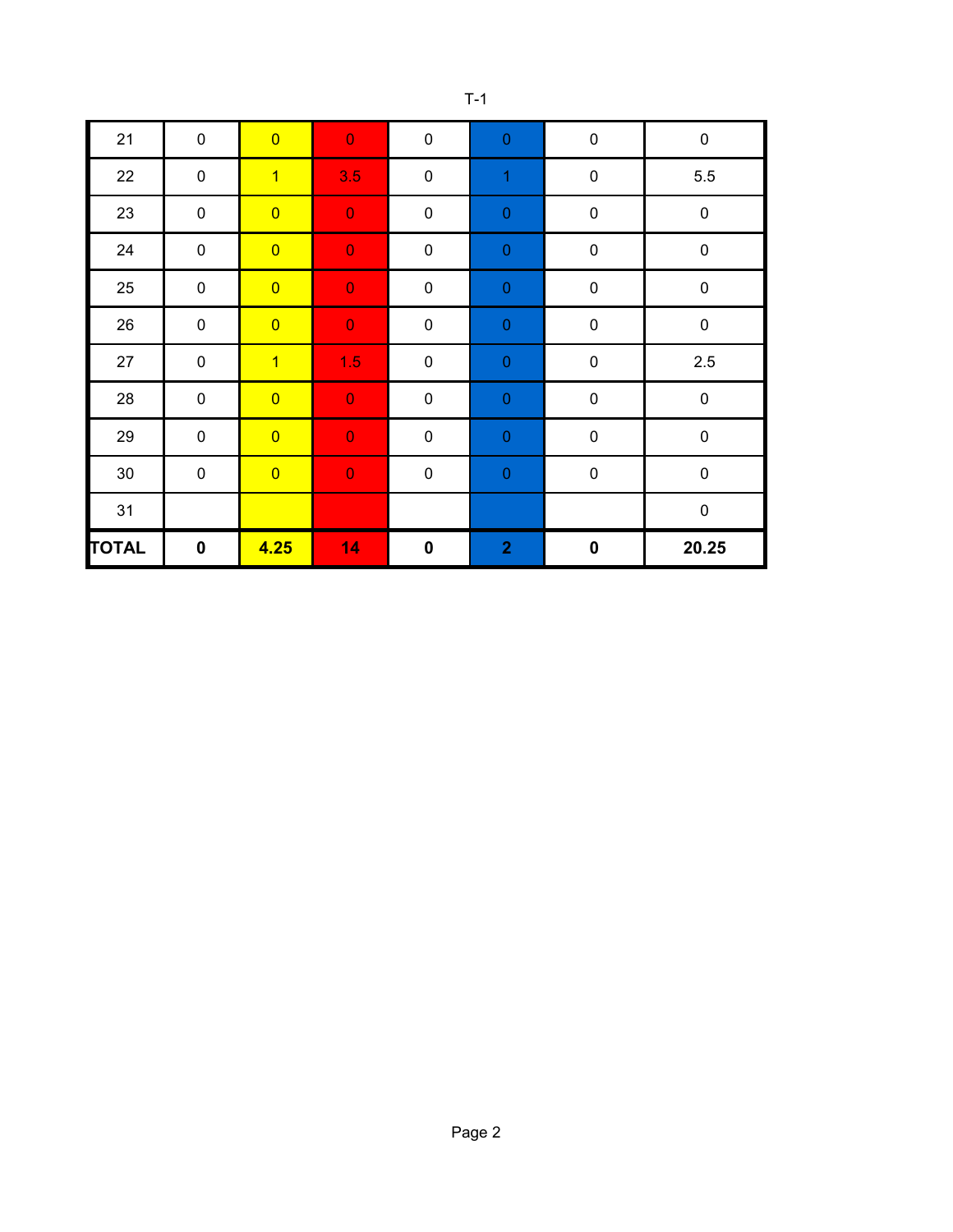T-1

| | | | | | | | |
|---|---|---|---|---|---|---|---|
| 21 | 0 | 0 | 0 | 0 | 0 | 0 | 0 |
| 22 | 0 | 1 | 3.5 | 0 | 1 | 0 | 5.5 |
| 23 | 0 | 0 | 0 | 0 | 0 | 0 | 0 |
| 24 | 0 | 0 | 0 | 0 | 0 | 0 | 0 |
| 25 | 0 | 0 | 0 | 0 | 0 | 0 | 0 |
| 26 | 0 | 0 | 0 | 0 | 0 | 0 | 0 |
| 27 | 0 | 1 | 1.5 | 0 | 0 | 0 | 2.5 |
| 28 | 0 | 0 | 0 | 0 | 0 | 0 | 0 |
| 29 | 0 | 0 | 0 | 0 | 0 | 0 | 0 |
| 30 | 0 | 0 | 0 | 0 | 0 | 0 | 0 |
| 31 | | | | | | | 0 |
| **TOTAL** | **0** | **4.25** | **14** | **0** | **2** | **0** | **20.25** |